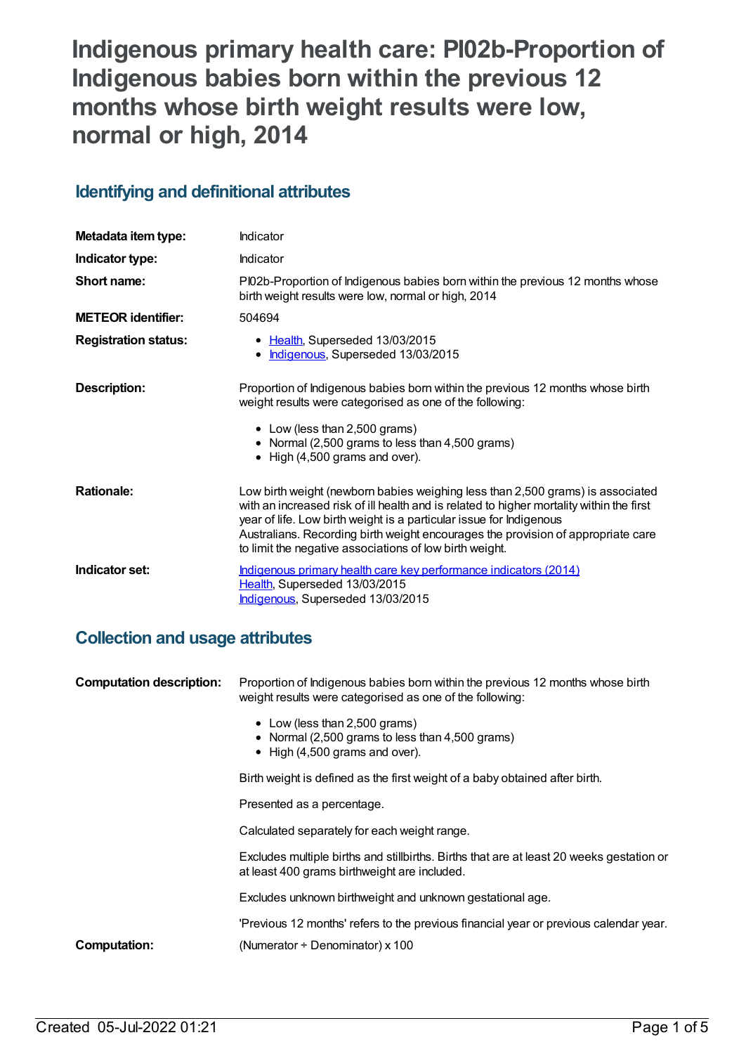# Indigenous primary health care: PI02b-Proportion of Indigenous babies born within the previous 12 months whose birth weight results were low, normal or high, 2014

## Identifying and definitional attributes

| | |
|---|---|
| **Metadata item type:** | Indicator |
| **Indicator type:** | Indicator |
| **Short name:** | PI02b-Proportion of Indigenous babies born within the previous 12 months whose birth weight results were low, normal or high, 2014 |
| **METEOR identifier:** | 504694 |
| **Registration status:** | • Health, Superseded 13/03/2015<br>• Indigenous, Superseded 13/03/2015 |
| **Description:** | Proportion of Indigenous babies born within the previous 12 months whose birth weight results were categorised as one of the following:<br>• Low (less than 2,500 grams)<br>• Normal (2,500 grams to less than 4,500 grams)<br>• High (4,500 grams and over). |
| **Rationale:** | Low birth weight (newborn babies weighing less than 2,500 grams) is associated with an increased risk of ill health and is related to higher mortality within the first year of life. Low birth weight is a particular issue for Indigenous Australians. Recording birth weight encourages the provision of appropriate care to limit the negative associations of low birth weight. |
| **Indicator set:** | Indigenous primary health care key performance indicators (2014)<br>Health, Superseded 13/03/2015<br>Indigenous, Superseded 13/03/2015 |

## Collection and usage attributes

| | |
|---|---|
| **Computation description:** | Proportion of Indigenous babies born within the previous 12 months whose birth weight results were categorised as one of the following:<br>• Low (less than 2,500 grams)<br>• Normal (2,500 grams to less than 4,500 grams)<br>• High (4,500 grams and over).<br><br>Birth weight is defined as the first weight of a baby obtained after birth.<br><br>Presented as a percentage.<br><br>Calculated separately for each weight range.<br><br>Excludes multiple births and stillbirths. Births that are at least 20 weeks gestation or at least 400 grams birthweight are included.<br><br>Excludes unknown birthweight and unknown gestational age.<br><br>'Previous 12 months' refers to the previous financial year or previous calendar year. |
| **Computation:** | (Numerator ÷ Denominator) x 100 |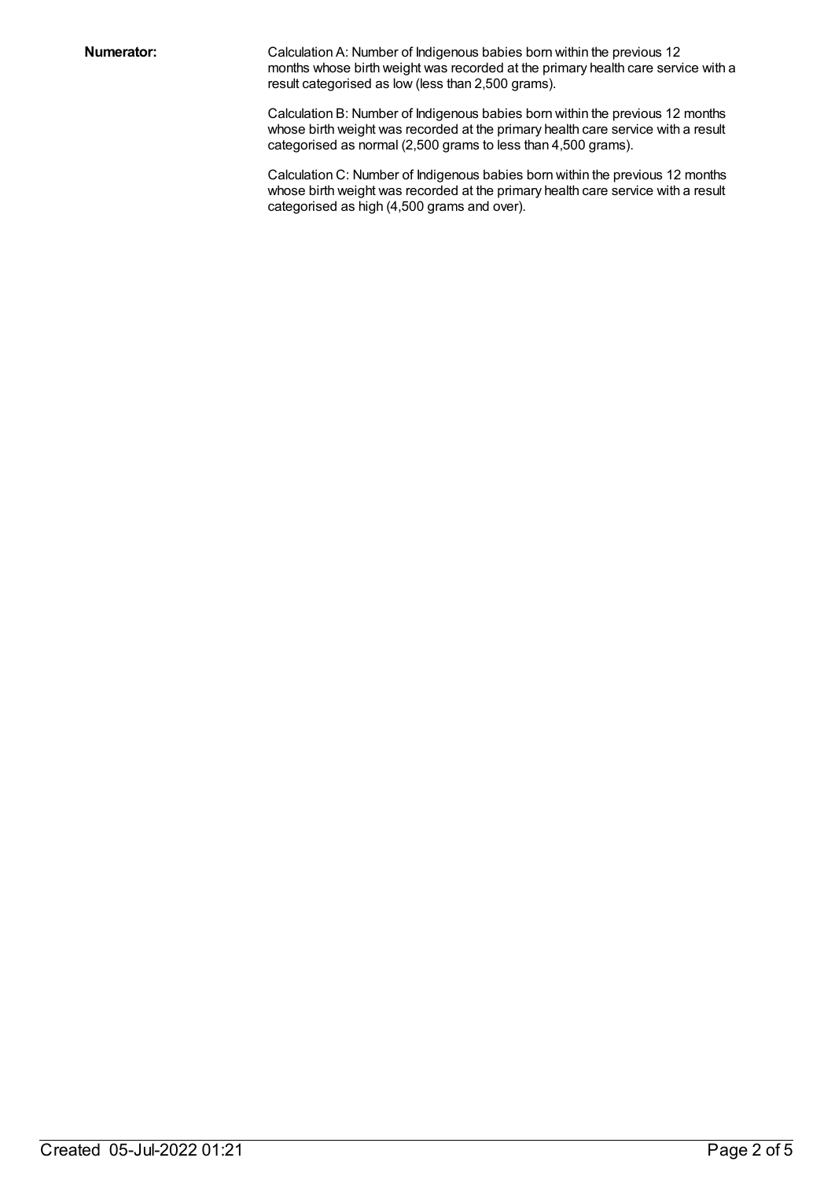**Numerator:**

Calculation A: Number of Indigenous babies born within the previous 12 months whose birth weight was recorded at the primary health care service with a result categorised as low (less than 2,500 grams).

Calculation B: Number of Indigenous babies born within the previous 12 months whose birth weight was recorded at the primary health care service with a result categorised as normal (2,500 grams to less than 4,500 grams).

Calculation C: Number of Indigenous babies born within the previous 12 months whose birth weight was recorded at the primary health care service with a result categorised as high (4,500 grams and over).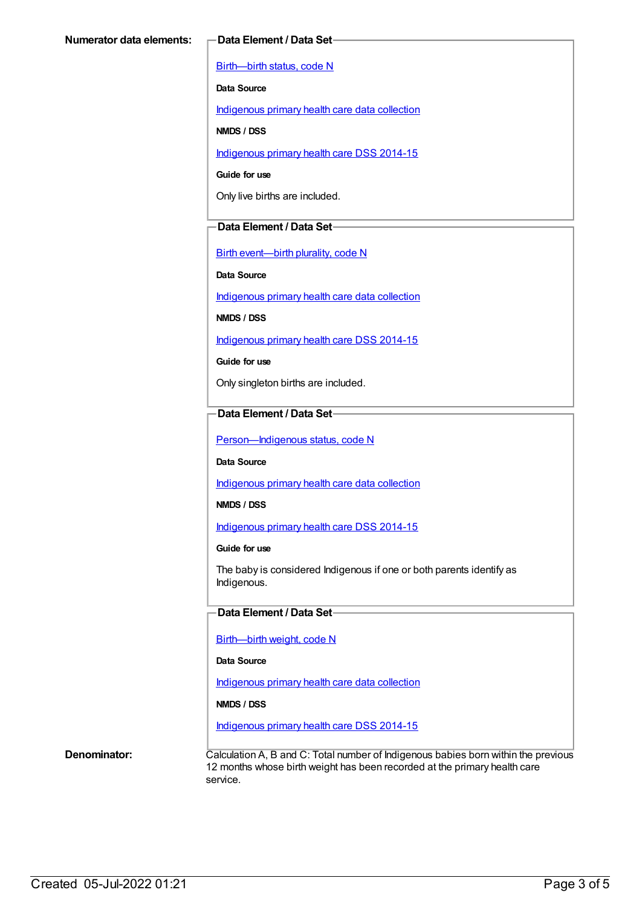**Numerator data elements:**

**Data Element / Data Set**

Birth—birth status, code N

**Data Source**

Indigenous primary health care data collection

**NMDS / DSS**

Indigenous primary health care DSS 2014-15

**Guide for use**

Only live births are included.

**Data Element / Data Set**

Birth event—birth plurality, code N

**Data Source**

Indigenous primary health care data collection

**NMDS / DSS**

Indigenous primary health care DSS 2014-15

**Guide for use**

Only singleton births are included.

**Data Element / Data Set**

Person—Indigenous status, code N

**Data Source**

Indigenous primary health care data collection

**NMDS / DSS**

Indigenous primary health care DSS 2014-15

**Guide for use**

The baby is considered Indigenous if one or both parents identify as Indigenous.

**Data Element / Data Set**

Birth—birth weight, code N

**Data Source**

Indigenous primary health care data collection

**NMDS / DSS**

Indigenous primary health care DSS 2014-15

**Denominator:**

Calculation A, B and C: Total number of Indigenous babies born within the previous 12 months whose birth weight has been recorded at the primary health care service.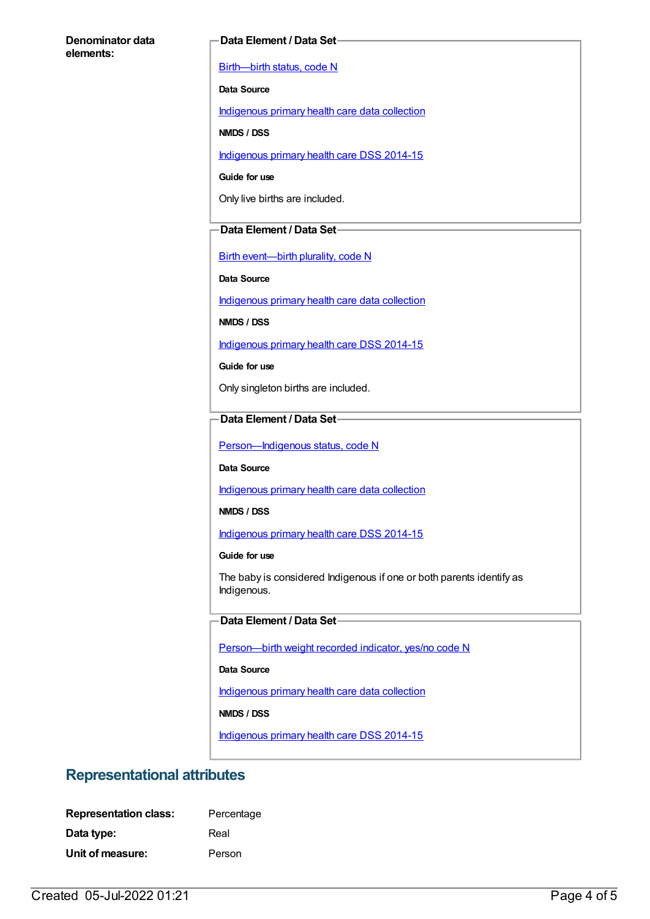**Denominator data elements:**

**Data Element / Data Set**

[Birth—birth status, code N]

**Data Source**

[Indigenous primary health care data collection]

**NMDS / DSS**

[Indigenous primary health care DSS 2014-15]

**Guide for use**

Only live births are included.

**Data Element / Data Set**

[Birth event—birth plurality, code N]

**Data Source**

[Indigenous primary health care data collection]

**NMDS / DSS**

[Indigenous primary health care DSS 2014-15]

**Guide for use**

Only singleton births are included.

**Data Element / Data Set**

[Person—Indigenous status, code N]

**Data Source**

[Indigenous primary health care data collection]

**NMDS / DSS**

[Indigenous primary health care DSS 2014-15]

**Guide for use**

The baby is considered Indigenous if one or both parents identify as Indigenous.

**Data Element / Data Set**

[Person—birth weight recorded indicator, yes/no code N]

**Data Source**

[Indigenous primary health care data collection]

**NMDS / DSS**

[Indigenous primary health care DSS 2014-15]

## Representational attributes

**Representation class:** Percentage

**Data type:** Real

**Unit of measure:** Person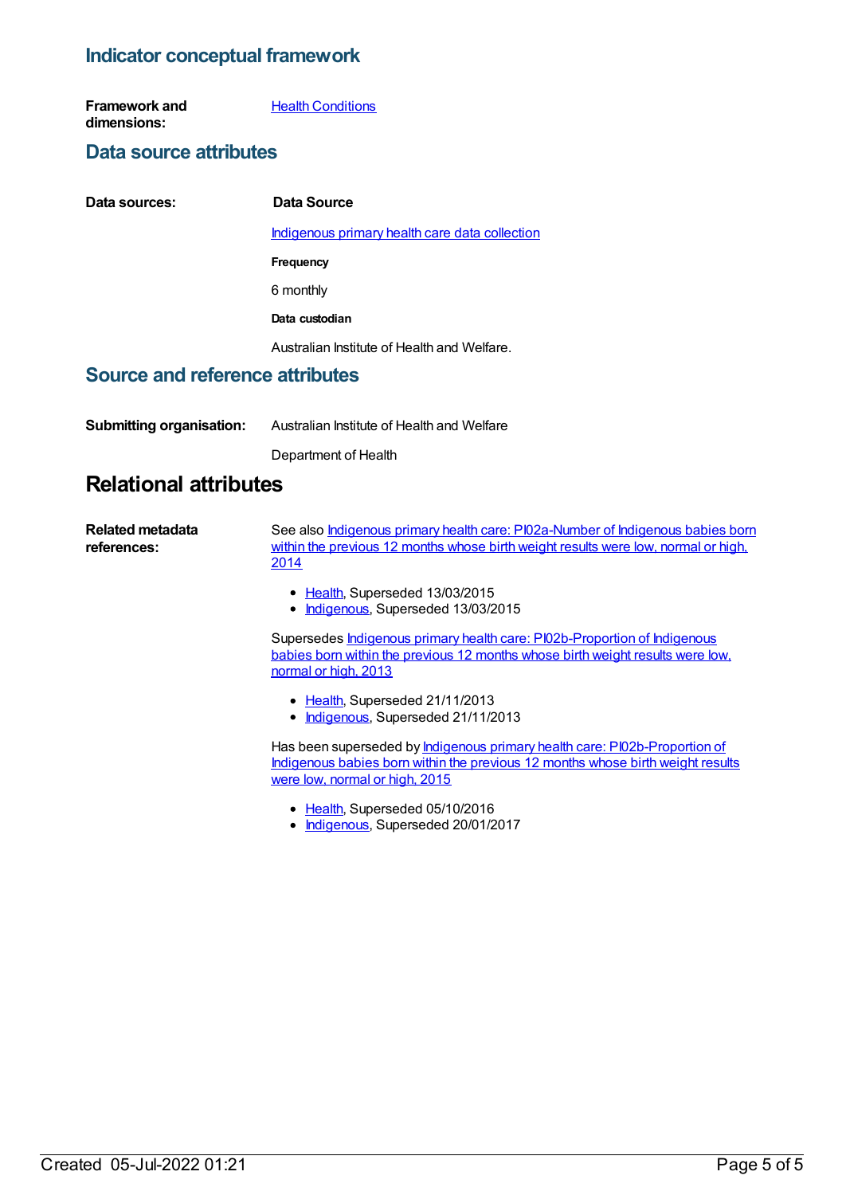## Indicator conceptual framework

**Framework and dimensions:** Health Conditions

## Data source attributes

**Data sources:**

**Data Source**

Indigenous primary health care data collection

**Frequency**

6 monthly

**Data custodian**

Australian Institute of Health and Welfare.

## Source and reference attributes

**Submitting organisation:** Australian Institute of Health and Welfare

Department of Health

# Relational attributes

**Related metadata references:**

See also Indigenous primary health care: PI02a-Number of Indigenous babies born within the previous 12 months whose birth weight results were low, normal or high, 2014

- Health, Superseded 13/03/2015
- Indigenous, Superseded 13/03/2015

Supersedes Indigenous primary health care: PI02b-Proportion of Indigenous babies born within the previous 12 months whose birth weight results were low, normal or high, 2013

- Health, Superseded 21/11/2013
- Indigenous, Superseded 21/11/2013

Has been superseded by Indigenous primary health care: PI02b-Proportion of Indigenous babies born within the previous 12 months whose birth weight results were low, normal or high, 2015

- Health, Superseded 05/10/2016
- Indigenous, Superseded 20/01/2017